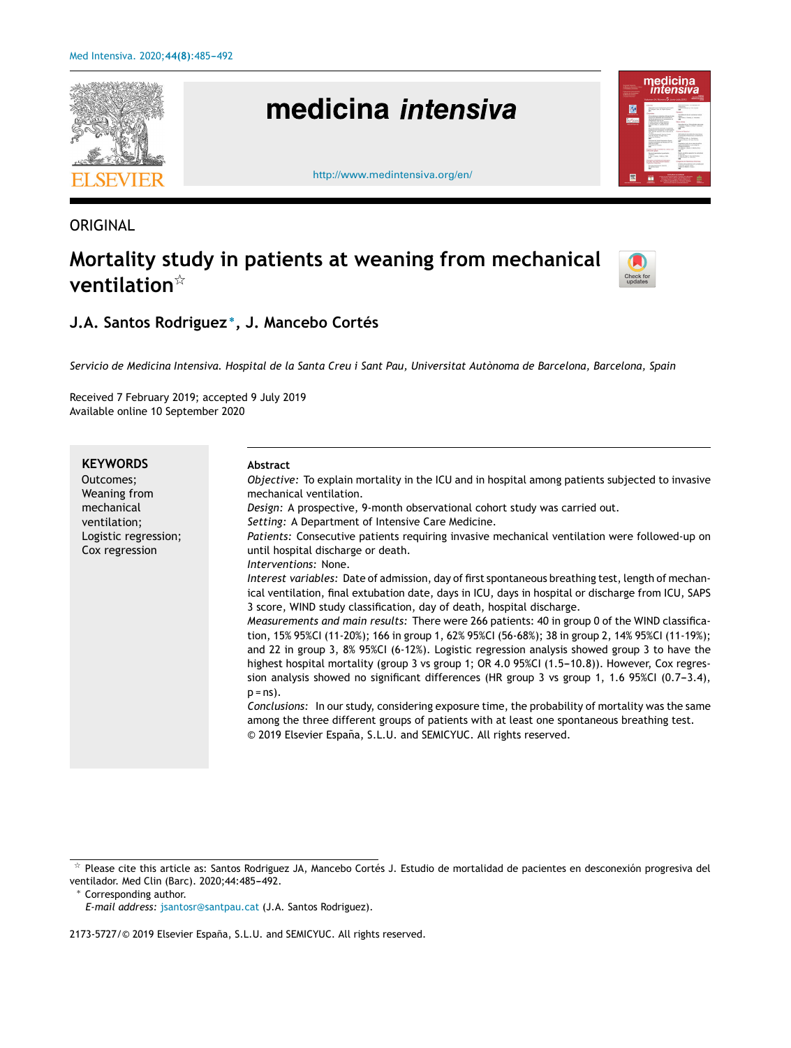ORIGINAL

# Mortality study in patients at weaning from mechanical ventilation☆

## J.A. Santos Rodriguez*, J. Mancebo Cortés

*Servicio de Medicina Intensiva. Hospital de la Santa Creu i Sant Pau, Universitat Autònoma de Barcelona, Barcelona, Spain*

Received 7 February 2019; accepted 9 July 2019
Available online 10 September 2020

**KEYWORDS**
Outcomes;
Weaning from mechanical ventilation;
Logistic regression;
Cox regression

**Abstract**

*Objective:* To explain mortality in the ICU and in hospital among patients subjected to invasive mechanical ventilation.

*Design:* A prospective, 9-month observational cohort study was carried out.

*Setting:* A Department of Intensive Care Medicine.

*Patients:* Consecutive patients requiring invasive mechanical ventilation were followed-up on until hospital discharge or death.

*Interventions:* None.

*Interest variables:* Date of admission, day of first spontaneous breathing test, length of mechanical ventilation, final extubation date, days in ICU, days in hospital or discharge from ICU, SAPS 3 score, WIND study classification, day of death, hospital discharge.

*Measurements and main results:* There were 266 patients: 40 in group 0 of the WIND classification, 15% 95%CI (11-20%); 166 in group 1, 62% 95%CI (56-68%); 38 in group 2, 14% 95%CI (11-19%); and 22 in group 3, 8% 95%CI (6-12%). Logistic regression analysis showed group 3 to have the highest hospital mortality (group 3 vs group 1; OR 4.0 95%CI (1.5-10.8)). However, Cox regression analysis showed no significant differences (HR group 3 vs group 1, 1.6 95%CI (0.7-3.4), p = ns).

*Conclusions:* In our study, considering exposure time, the probability of mortality was the same among the three different groups of patients with at least one spontaneous breathing test.

© 2019 Elsevier España, S.L.U. and SEMICYUC. All rights reserved.

☆ Please cite this article as: Santos Rodriguez JA, Mancebo Cortés J. Estudio de mortalidad de pacientes en desconexión progresiva del ventilador. Med Clin (Barc). 2020;44:485-492.

\* Corresponding author.
*E-mail address:* jsantosr@santpau.cat (J.A. Santos Rodriguez).

2173-5727/© 2019 Elsevier España, S.L.U. and SEMICYUC. All rights reserved.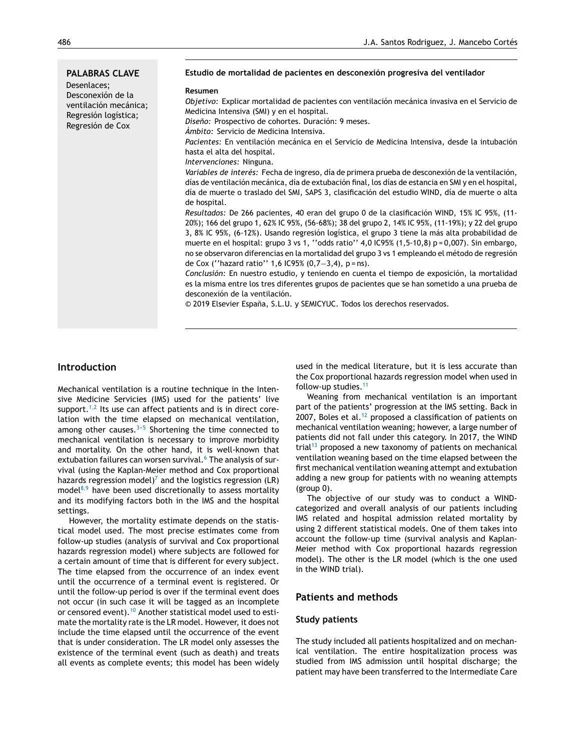**PALABRAS CLAVE**

Desenlaces;
Desconexión de la ventilación mecánica;
Regresión logística;
Regresión de Cox

**Estudio de mortalidad de pacientes en desconexión progresiva del ventilador**

**Resumen**

*Objetivo:* Explicar mortalidad de pacientes con ventilación mecánica invasiva en el Servicio de Medicina Intensiva (SMI) y en el hospital.

*Diseño:* Prospectivo de cohortes. Duración: 9 meses.

*Ámbito:* Servicio de Medicina Intensiva.

*Pacientes:* En ventilación mecánica en el Servicio de Medicina Intensiva, desde la intubación hasta el alta del hospital.

*Intervenciones:* Ninguna.

*Variables de interés:* Fecha de ingreso, día de primera prueba de desconexión de la ventilación, días de ventilación mecánica, día de extubación final, los días de estancia en SMI y en el hospital, día de muerte o traslado del SMI, SAPS 3, clasificación del estudio WIND, día de muerte o alta de hospital.

*Resultados:* De 266 pacientes, 40 eran del grupo 0 de la clasificación WIND, 15% IC 95%, (11-20%); 166 del grupo 1, 62% IC 95%, (56-68%); 38 del grupo 2, 14% IC 95%, (11-19%); y 22 del grupo 3, 8% IC 95%, (6-12%). Usando regresión logística, el grupo 3 tiene la más alta probabilidad de muerte en el hospital: grupo 3 vs 1, ''odds ratio'' 4,0 IC95% (1,5-10,8) p = 0,007). Sin embargo, no se observaron diferencias en la mortalidad del grupo 3 vs 1 empleando el método de regresión de Cox (''hazard ratio'' 1,6 IC95% (0,7−3,4), p = ns).

*Conclusión:* En nuestro estudio, y teniendo en cuenta el tiempo de exposición, la mortalidad es la misma entre los tres diferentes grupos de pacientes que se han sometido a una prueba de desconexión de la ventilación.

© 2019 Elsevier España, S.L.U. y SEMICYUC. Todos los derechos reservados.

## Introduction

Mechanical ventilation is a routine technique in the Intensive Medicine Servicies (IMS) used for the patients' live support.[1,2] Its use can affect patients and is in direct corelation with the time elapsed on mechanical ventilation, among other causes.[3–5] Shortening the time connected to mechanical ventilation is necessary to improve morbidity and mortality. On the other hand, it is well-known that extubation failures can worsen survival.[6] The analysis of survival (using the Kaplan-Meier method and Cox proportional hazards regression model)[7] and the logistics regression (LR) model[8,9] have been used discretionally to assess mortality and its modifying factors both in the IMS and the hospital settings.

However, the mortality estimate depends on the statistical model used. The most precise estimates come from follow-up studies (analysis of survival and Cox proportional hazards regression model) where subjects are followed for a certain amount of time that is different for every subject. The time elapsed from the occurrence of an index event until the occurrence of a terminal event is registered. Or until the follow-up period is over if the terminal event does not occur (in such case it will be tagged as an incomplete or censored event).[10] Another statistical model used to estimate the mortality rate is the LR model. However, it does not include the time elapsed until the occurrence of the event that is under consideration. The LR model only assesses the existence of the terminal event (such as death) and treats all events as complete events; this model has been widely used in the medical literature, but it is less accurate than the Cox proportional hazards regression model when used in follow-up studies.[11]

Weaning from mechanical ventilation is an important part of the patients' progression at the IMS setting. Back in 2007, Boles et al.[12] proposed a classification of patients on mechanical ventilation weaning; however, a large number of patients did not fall under this category. In 2017, the WIND trial[13] proposed a new taxonomy of patients on mechanical ventilation weaning based on the time elapsed between the first mechanical ventilation weaning attempt and extubation adding a new group for patients with no weaning attempts (group 0).

The objective of our study was to conduct a WIND-categorized and overall analysis of our patients including IMS related and hospital admission related mortality by using 2 different statistical models. One of them takes into account the follow-up time (survival analysis and Kaplan-Meier method with Cox proportional hazards regression model). The other is the LR model (which is the one used in the WIND trial).

## Patients and methods

### Study patients

The study included all patients hospitalized and on mechanical ventilation. The entire hospitalization process was studied from IMS admission until hospital discharge; the patient may have been transferred to the Intermediate Care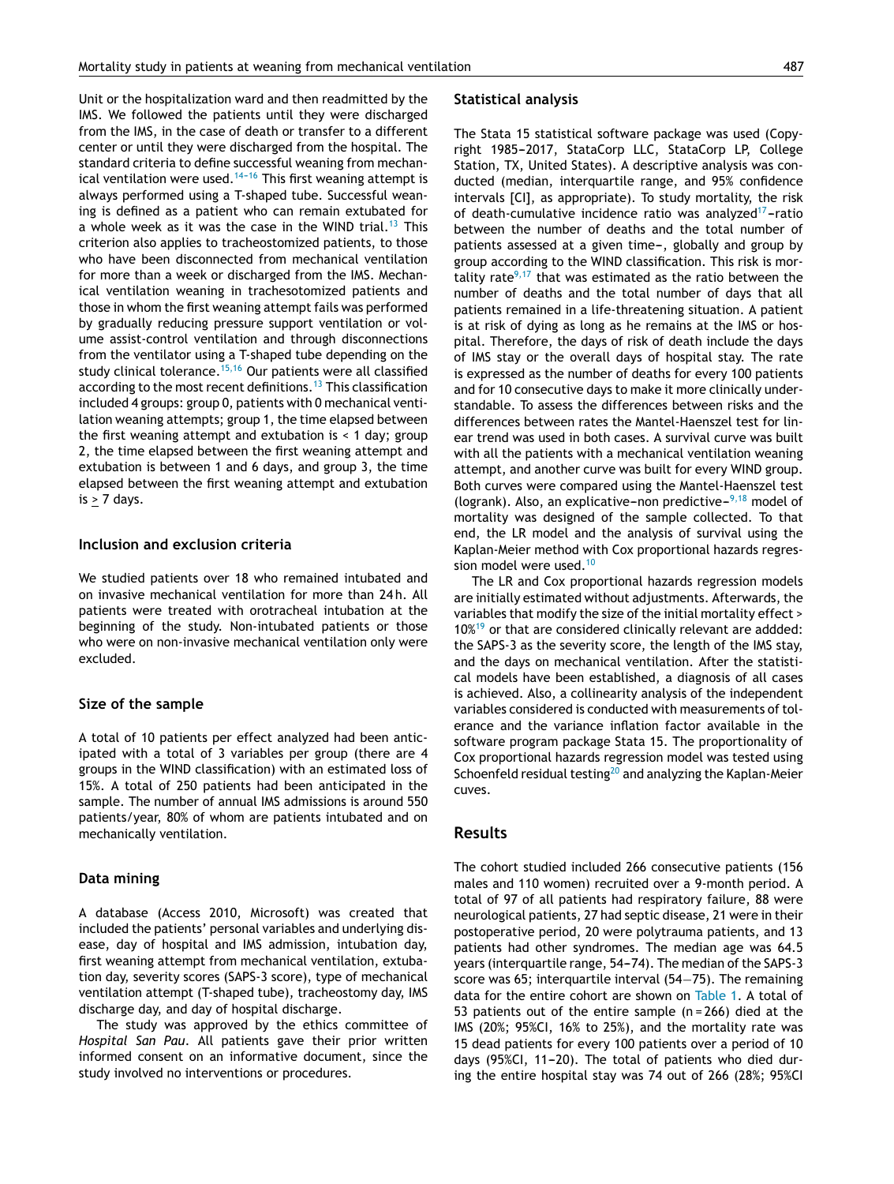Unit or the hospitalization ward and then readmitted by the IMS. We followed the patients until they were discharged from the IMS, in the case of death or transfer to a different center or until they were discharged from the hospital. The standard criteria to define successful weaning from mechanical ventilation were used.[14–16] This first weaning attempt is always performed using a T-shaped tube. Successful weaning is defined as a patient who can remain extubated for a whole week as it was the case in the WIND trial.[13] This criterion also applies to tracheostomized patients, to those who have been disconnected from mechanical ventilation for more than a week or discharged from the IMS. Mechanical ventilation weaning in trachesotomized patients and those in whom the first weaning attempt fails was performed by gradually reducing pressure support ventilation or volume assist-control ventilation and through disconnections from the ventilator using a T-shaped tube depending on the study clinical tolerance.[15,16] Our patients were all classified according to the most recent definitions.[13] This classification included 4 groups: group 0, patients with 0 mechanical ventilation weaning attempts; group 1, the time elapsed between the first weaning attempt and extubation is < 1 day; group 2, the time elapsed between the first weaning attempt and extubation is between 1 and 6 days, and group 3, the time elapsed between the first weaning attempt and extubation is $\geq$ 7 days.

## Inclusion and exclusion criteria

We studied patients over 18 who remained intubated and on invasive mechanical ventilation for more than 24 h. All patients were treated with orotracheal intubation at the beginning of the study. Non-intubated patients or those who were on non-invasive mechanical ventilation only were excluded.

## Size of the sample

A total of 10 patients per effect analyzed had been anticipated with a total of 3 variables per group (there are 4 groups in the WIND classification) with an estimated loss of 15%. A total of 250 patients had been anticipated in the sample. The number of annual IMS admissions is around 550 patients/year, 80% of whom are patients intubated and on mechanically ventilation.

## Data mining

A database (Access 2010, Microsoft) was created that included the patients' personal variables and underlying disease, day of hospital and IMS admission, intubation day, first weaning attempt from mechanical ventilation, extubation day, severity scores (SAPS-3 score), type of mechanical ventilation attempt (T-shaped tube), tracheostomy day, IMS discharge day, and day of hospital discharge.

The study was approved by the ethics committee of *Hospital San Pau*. All patients gave their prior written informed consent on an informative document, since the study involved no interventions or procedures.

## Statistical analysis

The Stata 15 statistical software package was used (Copyright 1985–2017, StataCorp LLC, StataCorp LP, College Station, TX, United States). A descriptive analysis was conducted (median, interquartile range, and 95% confidence intervals [CI], as appropriate). To study mortality, the risk of death-cumulative incidence ratio was analyzed[17]–ratio between the number of deaths and the total number of patients assessed at a given time–, globally and by group according to the WIND classification. This risk is mortality rate[9,17] that was estimated as the ratio between the number of deaths and the total number of days that all patients remained in a life-threatening situation. A patient is at risk of dying as long as he remains at the IMS or hospital. Therefore, the days of risk of death include the days of IMS stay or the overall days of hospital stay. The rate is expressed as the number of deaths for every 100 patients and for 10 consecutive days to make it more clinically understandable. To assess the differences between risks and the differences between rates the Mantel-Haenszel test for linear trend was used in both cases. A survival curve was built with all the patients with a mechanical ventilation weaning attempt, and another curve was built for every WIND group. Both curves were compared using the Mantel-Haenszel test (logrank). Also, an explicative–non predictive–[9,18] model of mortality was designed of the sample collected. To that end, the LR model and the analysis of survival using the Kaplan-Meier method with Cox proportional hazards regression model were used.[10]

The LR and Cox proportional hazards regression models are initially estimated without adjustments. Afterwards, the variables that modify the size of the initial mortality effect > 10%[19] or that are considered clinically relevant are addded: the SAPS-3 as the severity score, the length of the IMS stay, and the days on mechanical ventilation. After the statistical models have been established, a diagnosis of all cases is achieved. Also, a collinearity analysis of the independent variables considered is conducted with measurements of tolerance and the variance inflation factor available in the software program package Stata 15. The proportionality of Cox proportional hazards regression model was tested using Schoenfeld residual testing[20] and analyzing the Kaplan-Meier cuves.

# Results

The cohort studied included 266 consecutive patients (156 males and 110 women) recruited over a 9-month period. A total of 97 of all patients had respiratory failure, 88 were neurological patients, 27 had septic disease, 21 were in their postoperative period, 20 were polytrauma patients, and 13 patients had other syndromes. The median age was 64.5 years (interquartile range, 54–74). The median of the SAPS-3 score was 65; interquartile interval (54—75). The remaining data for the entire cohort are shown on Table 1. A total of 53 patients out of the entire sample (n = 266) died at the IMS (20%; 95%CI, 16% to 25%), and the mortality rate was 15 dead patients for every 100 patients over a period of 10 days (95%CI, 11–20). The total of patients who died during the entire hospital stay was 74 out of 266 (28%; 95%CI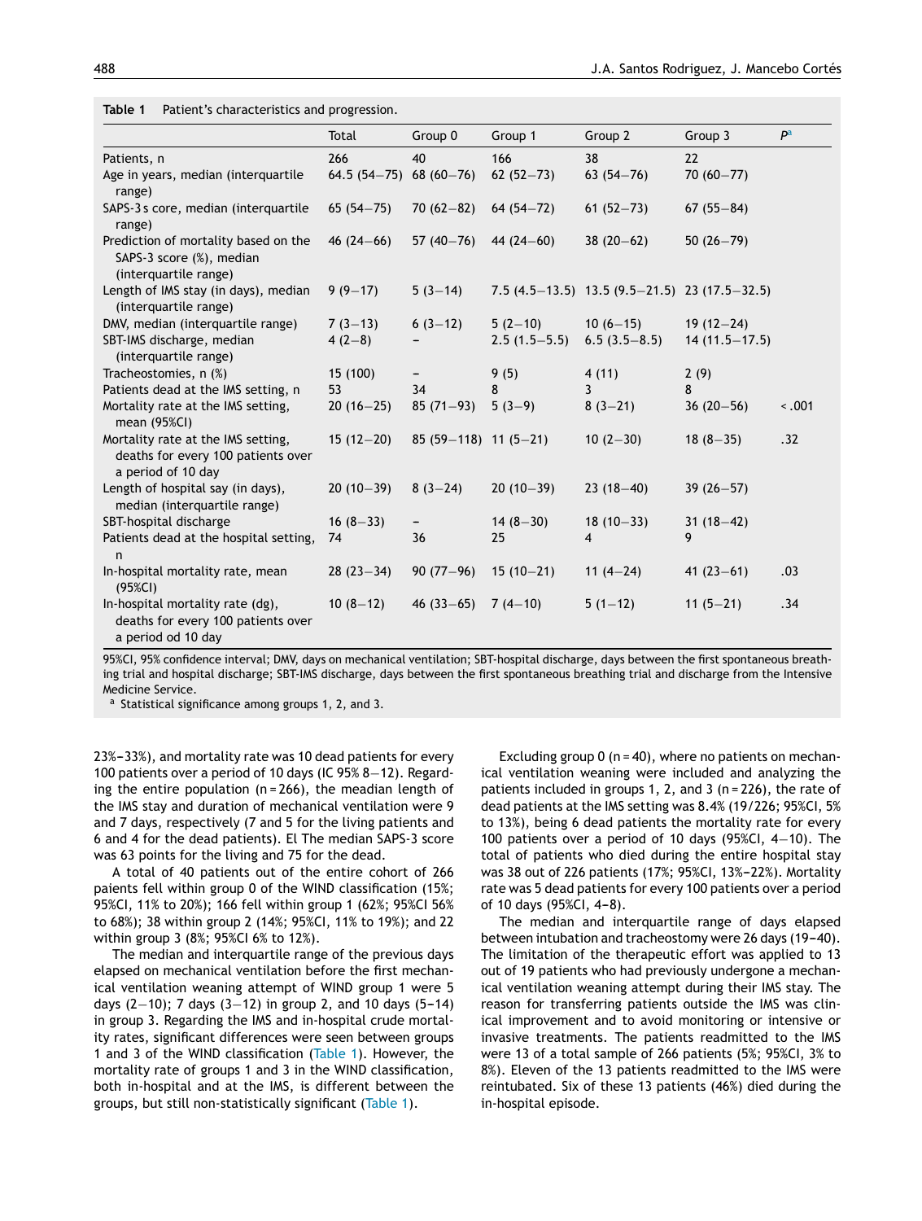**Table 1** Patient's characteristics and progression.

| | Total | Group 0 | Group 1 | Group 2 | Group 3 | P[a] |
|---|---|---|---|---|---|---|
| Patients, n | 266 | 40 | 166 | 38 | 22 | |
| Age in years, median (interquartile range) | 64.5 (54–75) | 68 (60–76) | 62 (52–73) | 63 (54–76) | 70 (60–77) | |
| SAPS-3 s core, median (interquartile range) | 65 (54–75) | 70 (62–82) | 64 (54–72) | 61 (52–73) | 67 (55–84) | |
| Prediction of mortality based on the SAPS-3 score (%), median (interquartile range) | 46 (24–66) | 57 (40–76) | 44 (24–60) | 38 (20–62) | 50 (26–79) | |
| Length of IMS stay (in days), median (interquartile range) | 9 (9–17) | 5 (3–14) | 7.5 (4.5–13.5) | 13.5 (9.5–21.5) | 23 (17.5–32.5) | |
| DMV, median (interquartile range) | 7 (3–13) | 6 (3–12) | 5 (2–10) | 10 (6–15) | 19 (12–24) | |
| SBT-IMS discharge, median (interquartile range) | 4 (2–8) | – | 2.5 (1.5–5.5) | 6.5 (3.5–8.5) | 14 (11.5–17.5) | |
| Tracheostomies, n (%) | 15 (100) | – | 9 (5) | 4 (11) | 2 (9) | |
| Patients dead at the IMS setting, n | 53 | 34 | 8 | 3 | 8 | |
| Mortality rate at the IMS setting, mean (95%CI) | 20 (16–25) | 85 (71–93) | 5 (3–9) | 8 (3–21) | 36 (20–56) | <.001 |
| Mortality rate at the IMS setting, deaths for every 100 patients over a period of 10 day | 15 (12–20) | 85 (59–118) | 11 (5–21) | 10 (2–30) | 18 (8–35) | .32 |
| Length of hospital say (in days), median (interquartile range) | 20 (10–39) | 8 (3–24) | 20 (10–39) | 23 (18–40) | 39 (26–57) | |
| SBT-hospital discharge | 16 (8–33) | – | 14 (8–30) | 18 (10–33) | 31 (18–42) | |
| Patients dead at the hospital setting, n | 74 | 36 | 25 | 4 | 9 | |
| In-hospital mortality rate, mean (95%CI) | 28 (23–34) | 90 (77–96) | 15 (10–21) | 11 (4–24) | 41 (23–61) | .03 |
| In-hospital mortality rate (dg), deaths for every 100 patients over a period od 10 day | 10 (8–12) | 46 (33–65) | 7 (4–10) | 5 (1–12) | 11 (5–21) | .34 |

95%CI, 95% confidence interval; DMV, days on mechanical ventilation; SBT-hospital discharge, days between the first spontaneous breathing trial and hospital discharge; SBT-IMS discharge, days between the first spontaneous breathing trial and discharge from the Intensive Medicine Service.
[a] Statistical significance among groups 1, 2, and 3.

23%–33%), and mortality rate was 10 dead patients for every 100 patients over a period of 10 days (IC 95% 8–12). Regarding the entire population (n = 266), the meadian length of the IMS stay and duration of mechanical ventilation were 9 and 7 days, respectively (7 and 5 for the living patients and 6 and 4 for the dead patients). El The median SAPS-3 score was 63 points for the living and 75 for the dead.

A total of 40 patients out of the entire cohort of 266 paients fell within group 0 of the WIND classification (15%; 95%CI, 11% to 20%); 166 fell within group 1 (62%; 95%CI 56% to 68%); 38 within group 2 (14%; 95%CI, 11% to 19%); and 22 within group 3 (8%; 95%CI 6% to 12%).

The median and interquartile range of the previous days elapsed on mechanical ventilation before the first mechanical ventilation weaning attempt of WIND group 1 were 5 days (2–10); 7 days (3–12) in group 2, and 10 days (5–14) in group 3. Regarding the IMS and in-hospital crude mortality rates, significant differences were seen between groups 1 and 3 of the WIND classification (Table 1). However, the mortality rate of groups 1 and 3 in the WIND classification, both in-hospital and at the IMS, is different between the groups, but still non-statistically significant (Table 1).

Excluding group 0 (n = 40), where no patients on mechanical ventilation weaning were included and analyzing the patients included in groups 1, 2, and 3 (n = 226), the rate of dead patients at the IMS setting was 8.4% (19/226; 95%CI, 5% to 13%), being 6 dead patients the mortality rate for every 100 patients over a period of 10 days (95%CI, 4–10). The total of patients who died during the entire hospital stay was 38 out of 226 patients (17%; 95%CI, 13%–22%). Mortality rate was 5 dead patients for every 100 patients over a period of 10 days (95%CI, 4–8).

The median and interquartile range of days elapsed between intubation and tracheostomy were 26 days (19–40). The limitation of the therapeutic effort was applied to 13 out of 19 patients who had previously undergone a mechanical ventilation weaning attempt during their IMS stay. The reason for transferring patients outside the IMS was clinical improvement and to avoid monitoring or intensive or invasive treatments. The patients readmitted to the IMS were 13 of a total sample of 266 patients (5%; 95%CI, 3% to 8%). Eleven of the 13 patients readmitted to the IMS were reintubated. Six of these 13 patients (46%) died during the in-hospital episode.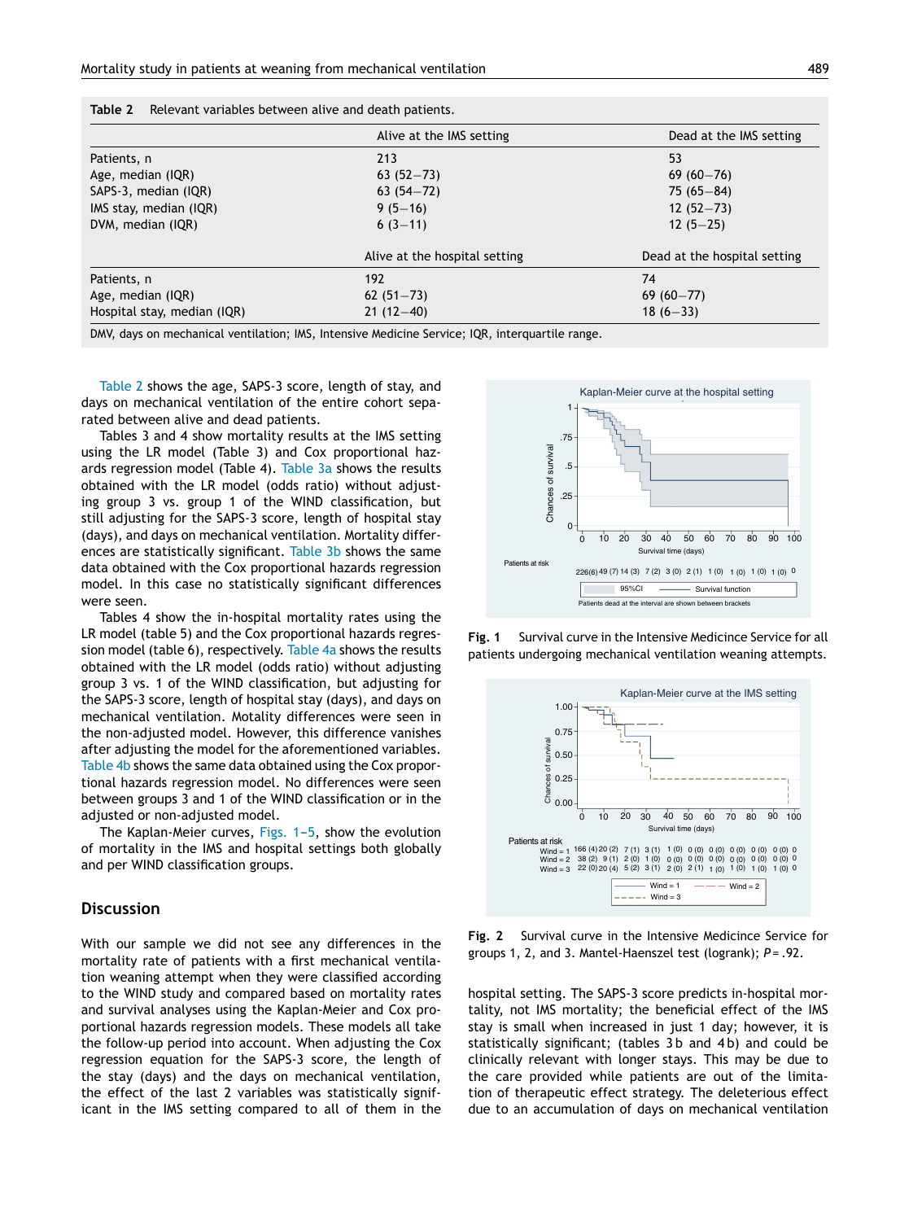**Table 2** Relevant variables between alive and death patients.

| | Alive at the IMS setting | Dead at the IMS setting |
|---|---|---|
| Patients, n | 213 | 53 |
| Age, median (IQR) | 63 (52–73) | 69 (60–76) |
| SAPS-3, median (IQR) | 63 (54–72) | 75 (65–84) |
| IMS stay, median (IQR) | 9 (5–16) | 12 (52–73) |
| DVM, median (IQR) | 6 (3–11) | 12 (5–25) |
| | Alive at the hospital setting | Dead at the hospital setting |
| Patients, n | 192 | 74 |
| Age, median (IQR) | 62 (51–73) | 69 (60–77) |
| Hospital stay, median (IQR) | 21 (12–40) | 18 (6–33) |

DMV, days on mechanical ventilation; IMS, Intensive Medicine Service; IQR, interquartile range.

Table 2 shows the age, SAPS-3 score, length of stay, and days on mechanical ventilation of the entire cohort separated between alive and dead patients.

Tables 3 and 4 show mortality results at the IMS setting using the LR model (Table 3) and Cox proportional hazards regression model (Table 4). Table 3a shows the results obtained with the LR model (odds ratio) without adjusting group 3 vs. group 1 of the WIND classification, but still adjusting for the SAPS-3 score, length of hospital stay (days), and days on mechanical ventilation. Mortality differences are statistically significant. Table 3b shows the same data obtained with the Cox proportional hazards regression model. In this case no statistically significant differences were seen.

Tables 4 show the in-hospital mortality rates using the LR model (table 5) and the Cox proportional hazards regression model (table 6), respectively. Table 4a shows the results obtained with the LR model (odds ratio) without adjusting group 3 vs. 1 of the WIND classification, but adjusting for the SAPS-3 score, length of hospital stay (days), and days on mechanical ventilation. Motality differences were seen in the non-adjusted model. However, this difference vanishes after adjusting the model for the aforementioned variables. Table 4b shows the same data obtained using the Cox proportional hazards regression model. No differences were seen between groups 3 and 1 of the WIND classification or in the adjusted or non-adjusted model.

The Kaplan-Meier curves, Figs. 1–5, show the evolution of mortality in the IMS and hospital settings both globally and per WIND classification groups.

**Fig. 1** Survival curve in the Intensive Medicince Service for all patients undergoing mechanical ventilation weaning attempts.

**Fig. 2** Survival curve in the Intensive Medicince Service for groups 1, 2, and 3. Mantel-Haenszel test (logrank); $P = .92$.

## Discussion

With our sample we did not see any differences in the mortality rate of patients with a first mechanical ventilation weaning attempt when they were classified according to the WIND study and compared based on mortality rates and survival analyses using the Kaplan-Meier and Cox proportional hazards regression models. These models all take the follow-up period into account. When adjusting the Cox regression equation for the SAPS-3 score, the length of the stay (days) and the days on mechanical ventilation, the effect of the last 2 variables was statistically significant in the IMS setting compared to all of them in the hospital setting. The SAPS-3 score predicts in-hospital mortality, not IMS mortality; the beneficial effect of the IMS stay is small when increased in just 1 day; however, it is statistically significant; (tables 3 b and 4 b) and could be clinically relevant with longer stays. This may be due to the care provided while patients are out of the limitation of therapeutic effect strategy. The deleterious effect due to an accumulation of days on mechanical ventilation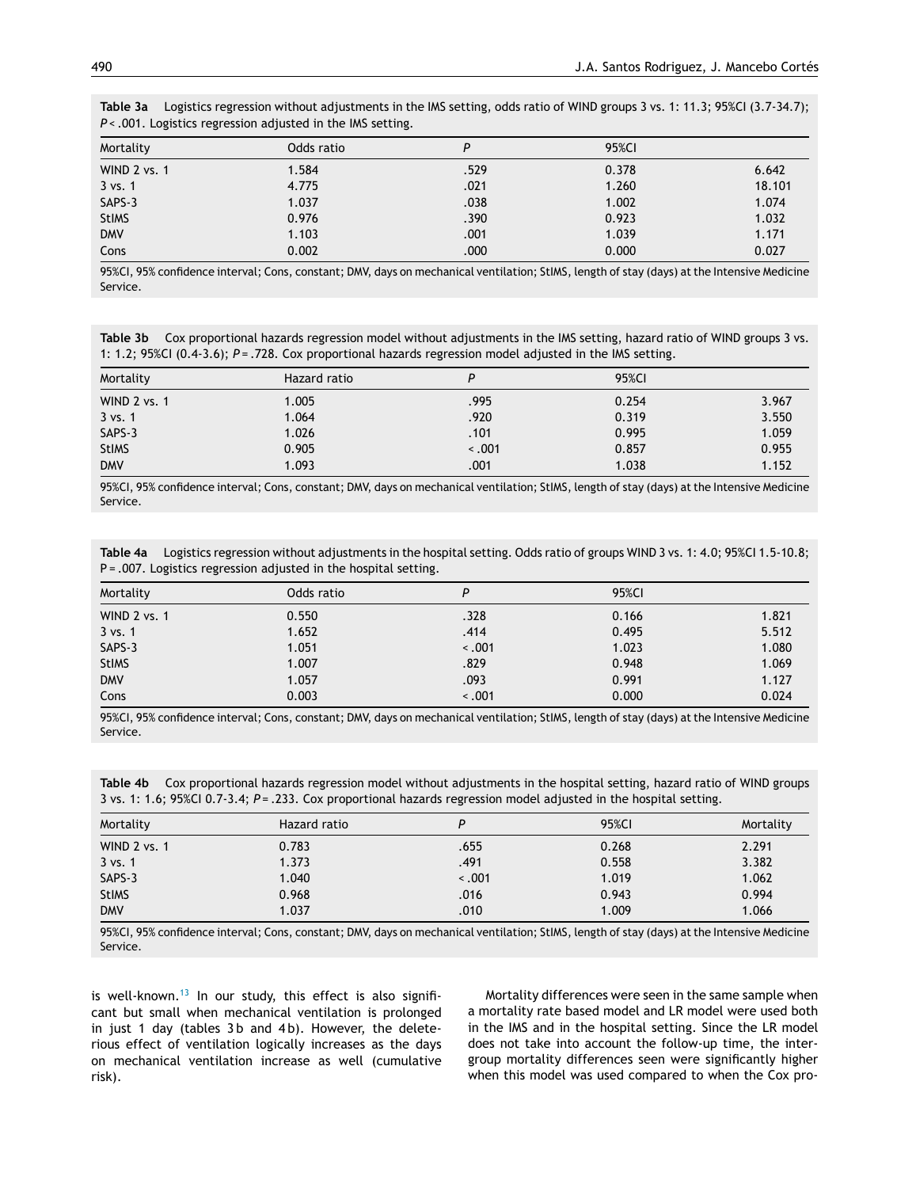**Table 3a** Logistics regression without adjustments in the IMS setting, odds ratio of WIND groups 3 vs. 1: 11.3; 95%CI (3.7-34.7); $P < .001$. Logistics regression adjusted in the IMS setting.

| Mortality | Odds ratio | P | 95%CI | |
|---|---|---|---|---|
| WIND 2 vs. 1 | 1.584 | .529 | 0.378 | 6.642 |
| 3 vs. 1 | 4.775 | .021 | 1.260 | 18.101 |
| SAPS-3 | 1.037 | .038 | 1.002 | 1.074 |
| StIMS | 0.976 | .390 | 0.923 | 1.032 |
| DMV | 1.103 | .001 | 1.039 | 1.171 |
| Cons | 0.002 | .000 | 0.000 | 0.027 |

95%CI, 95% confidence interval; Cons, constant; DMV, days on mechanical ventilation; StIMS, length of stay (days) at the Intensive Medicine Service.

**Table 3b** Cox proportional hazards regression model without adjustments in the IMS setting, hazard ratio of WIND groups 3 vs. 1: 1.2; 95%CI (0.4-3.6); $P = .728$. Cox proportional hazards regression model adjusted in the IMS setting.

| Mortality | Hazard ratio | P | 95%CI | |
|---|---|---|---|---|
| WIND 2 vs. 1 | 1.005 | .995 | 0.254 | 3.967 |
| 3 vs. 1 | 1.064 | .920 | 0.319 | 3.550 |
| SAPS-3 | 1.026 | .101 | 0.995 | 1.059 |
| StIMS | 0.905 | < .001 | 0.857 | 0.955 |
| DMV | 1.093 | .001 | 1.038 | 1.152 |

95%CI, 95% confidence interval; Cons, constant; DMV, days on mechanical ventilation; StIMS, length of stay (days) at the Intensive Medicine Service.

**Table 4a** Logistics regression without adjustments in the hospital setting. Odds ratio of groups WIND 3 vs. 1: 4.0; 95%CI 1.5-10.8; $P = .007$. Logistics regression adjusted in the hospital setting.

| Mortality | Odds ratio | P | 95%CI | |
|---|---|---|---|---|
| WIND 2 vs. 1 | 0.550 | .328 | 0.166 | 1.821 |
| 3 vs. 1 | 1.652 | .414 | 0.495 | 5.512 |
| SAPS-3 | 1.051 | < .001 | 1.023 | 1.080 |
| StIMS | 1.007 | .829 | 0.948 | 1.069 |
| DMV | 1.057 | .093 | 0.991 | 1.127 |
| Cons | 0.003 | < .001 | 0.000 | 0.024 |

95%CI, 95% confidence interval; Cons, constant; DMV, days on mechanical ventilation; StIMS, length of stay (days) at the Intensive Medicine Service.

**Table 4b** Cox proportional hazards regression model without adjustments in the hospital setting, hazard ratio of WIND groups 3 vs. 1: 1.6; 95%CI 0.7-3.4; $P = .233$. Cox proportional hazards regression model adjusted in the hospital setting.

| Mortality | Hazard ratio | P | 95%CI | Mortality |
|---|---|---|---|---|
| WIND 2 vs. 1 | 0.783 | .655 | 0.268 | 2.291 |
| 3 vs. 1 | 1.373 | .491 | 0.558 | 3.382 |
| SAPS-3 | 1.040 | < .001 | 1.019 | 1.062 |
| StIMS | 0.968 | .016 | 0.943 | 0.994 |
| DMV | 1.037 | .010 | 1.009 | 1.066 |

95%CI, 95% confidence interval; Cons, constant; DMV, days on mechanical ventilation; StIMS, length of stay (days) at the Intensive Medicine Service.

is well-known.[13] In our study, this effect is also significant but small when mechanical ventilation is prolonged in just 1 day (tables 3b and 4b). However, the deleterious effect of ventilation logically increases as the days on mechanical ventilation increase as well (cumulative risk).

Mortality differences were seen in the same sample when a mortality rate based model and LR model were used both in the IMS and in the hospital setting. Since the LR model does not take into account the follow-up time, the intergroup mortality differences seen were significantly higher when this model was used compared to when the Cox pro-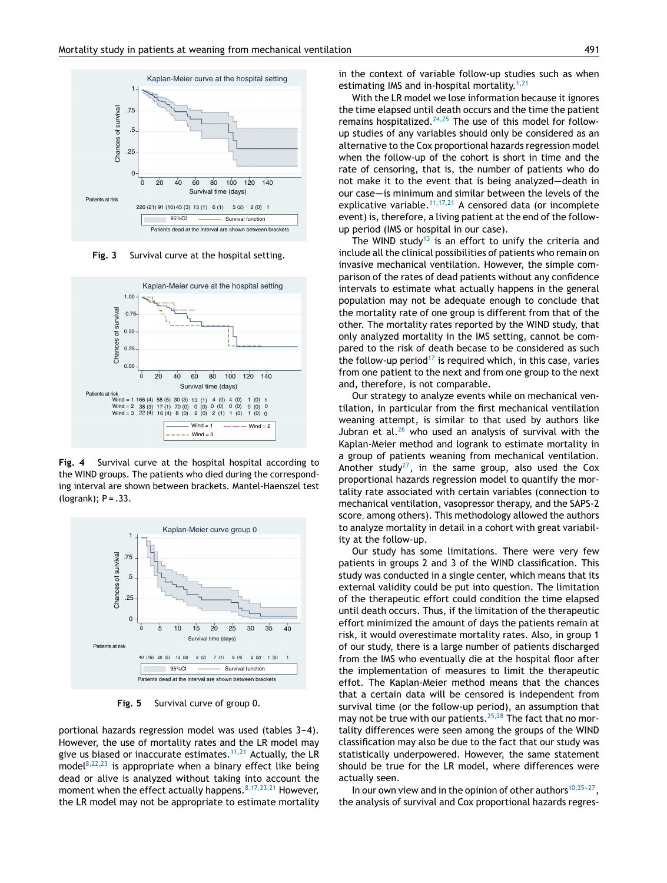Fig. 3 Survival curve at the hospital setting.

Fig. 4 Survival curve at the hospital hospital according to the WIND groups. The patients who died during the corresponding interval are shown between brackets. Mantel-Haenszel test (logrank); P = .33.

Fig. 5 Survival curve of group 0.

portional hazards regression model was used (tables 3—4). However, the use of mortality rates and the LR model may give us biased or inaccurate estimates.[11,21] Actually, the LR model[8,22,23] is appropriate when a binary effect like being dead or alive is analyzed without taking into account the moment when the effect actually happens.[8,17,23,21] However, the LR model may not be appropriate to estimate mortality in the context of variable follow-up studies such as when estimating IMS and in-hospital mortality.[1,21]

With the LR model we lose information because it ignores the time elapsed until death occurs and the time the patient remains hospitalized.[24,25] The use of this model for follow-up studies of any variables should only be considered as an alternative to the Cox proportional hazards regression model when the follow-up of the cohort is short in time and the rate of censoring, that is, the number of patients who do not make it to the event that is being analyzed—death in our case—is minimum and similar between the levels of the explicative variable.[11,17,21] A censored data (or incomplete event) is, therefore, a living patient at the end of the follow-up period (IMS or hospital in our case).

The WIND study[13] is an effort to unify the criteria and include all the clinical possibilities of patients who remain on invasive mechanical ventilation. However, the simple comparison of the rates of dead patients without any confidence intervals to estimate what actually happens in the general population may not be adequate enough to conclude that the mortality rate of one group is different from that of the other. The mortality rates reported by the WIND study, that only analyzed mortality in the IMS setting, cannot be compared to the risk of death becase to be considered as such the follow-up period[17] is required which, in this case, varies from one patient to the next and from one group to the next and, therefore, is not comparable.

Our strategy to analyze events while on mechanical ventilation, in particular from the first mechanical ventilation weaning attempt, is similar to that used by authors like Jubran et al.[26] who used an analysis of survival with the Kaplan-Meier method and logrank to estimate mortality in a group of patients weaning from mechanical ventilation. Another study[27], in the same group, also used the Cox proportional hazards regression model to quantify the mortality rate associated with certain variables (connection to mechanical ventilation, vasopressor therapy, and the SAPS-2 score, among others). This methodology allowed the authors to analyze mortality in detail in a cohort with great variability at the follow-up.

Our study has some limitations. There were very few patients in groups 2 and 3 of the WIND classification. This study was conducted in a single center, which means that its external validity could be put into question. The limitation of the therapeutic effort could condition the time elapsed until death occurs. Thus, if the limitation of the therapeutic effort minimized the amount of days the patients remain at risk, it would overestimate mortality rates. Also, in group 1 of our study, there is a large number of patients discharged from the IMS who eventually die at the hospital floor after the implementation of measures to limit the therapeutic effot. The Kaplan-Meier method means that the chances that a certain data will be censored is independent from survival time (or the follow-up period), an assumption that may not be true with our patients.[25,28] The fact that no mortality differences were seen among the groups of the WIND classification may also be due to the fact that our study was statistically underpowered. However, the same statement should be true for the LR model, where differences were actually seen.

In our own view and in the opinion of other authors[10,25–27], the analysis of survival and Cox proportional hazards regres-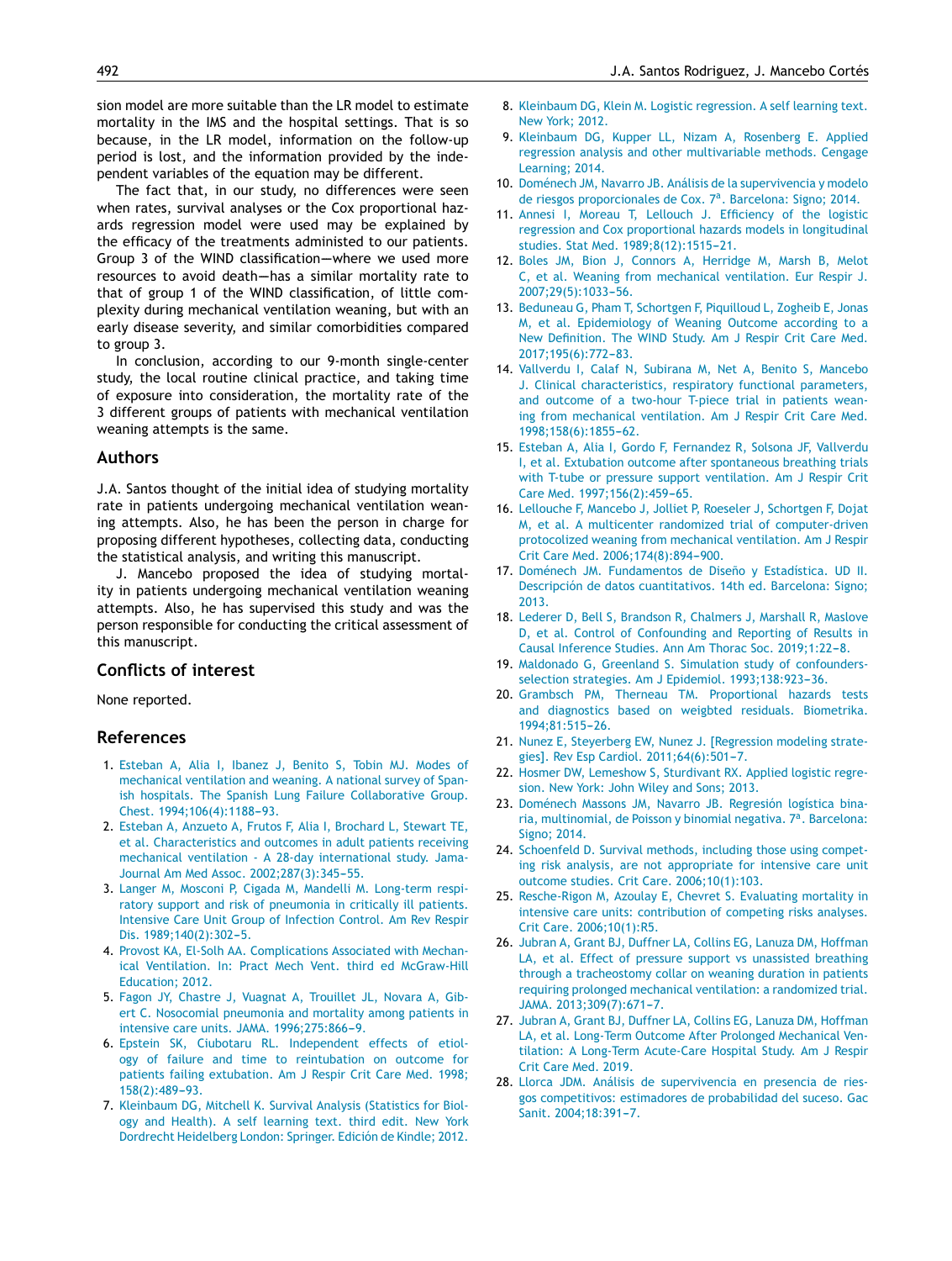sion model are more suitable than the LR model to estimate mortality in the IMS and the hospital settings. That is so because, in the LR model, information on the follow-up period is lost, and the information provided by the independent variables of the equation may be different.

The fact that, in our study, no differences were seen when rates, survival analyses or the Cox proportional hazards regression model were used may be explained by the efficacy of the treatments administed to our patients. Group 3 of the WIND classification—where we used more resources to avoid death—has a similar mortality rate to that of group 1 of the WIND classification, of little complexity during mechanical ventilation weaning, but with an early disease severity, and similar comorbidities compared to group 3.

In conclusion, according to our 9-month single-center study, the local routine clinical practice, and taking time of exposure into consideration, the mortality rate of the 3 different groups of patients with mechanical ventilation weaning attempts is the same.

## Authors

J.A. Santos thought of the initial idea of studying mortality rate in patients undergoing mechanical ventilation weaning attempts. Also, he has been the person in charge for proposing different hypotheses, collecting data, conducting the statistical analysis, and writing this manuscript.

J. Mancebo proposed the idea of studying mortality in patients undergoing mechanical ventilation weaning attempts. Also, he has supervised this study and was the person responsible for conducting the critical assessment of this manuscript.

## Conflicts of interest

None reported.

## References

1. Esteban A, Alia I, Ibanez J, Benito S, Tobin MJ. Modes of mechanical ventilation and weaning. A national survey of Spanish hospitals. The Spanish Lung Failure Collaborative Group. Chest. 1994;106(4):1188–93.
2. Esteban A, Anzueto A, Frutos F, Alia I, Brochard L, Stewart TE, et al. Characteristics and outcomes in adult patients receiving mechanical ventilation - A 28-day international study. Jama-Journal Am Med Assoc. 2002;287(3):345–55.
3. Langer M, Mosconi P, Cigada M, Mandelli M. Long-term respiratory support and risk of pneumonia in critically ill patients. Intensive Care Unit Group of Infection Control. Am Rev Respir Dis. 1989;140(2):302–5.
4. Provost KA, El-Solh AA. Complications Associated with Mechanical Ventilation. In: Pract Mech Vent. third ed McGraw-Hill Education; 2012.
5. Fagon JY, Chastre J, Vuagnat A, Trouillet JL, Novara A, Gibert C. Nosocomial pneumonia and mortality among patients in intensive care units. JAMA. 1996;275:866–9.
6. Epstein SK, Ciubotaru RL. Independent effects of etiology of failure and time to reintubation on outcome for patients failing extubation. Am J Respir Crit Care Med. 1998; 158(2):489–93.
7. Kleinbaum DG, Mitchell K. Survival Analysis (Statistics for Biology and Health). A self learning text. third edit. New York Dordrecht Heidelberg London: Springer. Edición de Kindle; 2012.
8. Kleinbaum DG, Klein M. Logistic regression. A self learning text. New York; 2012.
9. Kleinbaum DG, Kupper LL, Nizam A, Rosenberg E. Applied regression analysis and other multivariable methods. Cengage Learning; 2014.
10. Doménech JM, Navarro JB. Análisis de la supervivencia y modelo de riesgos proporcionales de Cox. 7ª. Barcelona: Signo; 2014.
11. Annesi I, Moreau T, Lellouch J. Efficiency of the logistic regression and Cox proportional hazards models in longitudinal studies. Stat Med. 1989;8(12):1515–21.
12. Boles JM, Bion J, Connors A, Herridge M, Marsh B, Melot C, et al. Weaning from mechanical ventilation. Eur Respir J. 2007;29(5):1033–56.
13. Beduneau G, Pham T, Schortgen F, Piquilloud L, Zogheib E, Jonas M, et al. Epidemiology of Weaning Outcome according to a New Definition. The WIND Study. Am J Respir Crit Care Med. 2017;195(6):772–83.
14. Vallverdu I, Calaf N, Subirana M, Net A, Benito S, Mancebo J. Clinical characteristics, respiratory functional parameters, and outcome of a two-hour T-piece trial in patients weaning from mechanical ventilation. Am J Respir Crit Care Med. 1998;158(6):1855–62.
15. Esteban A, Alia I, Gordo F, Fernandez R, Solsona JF, Vallverdu I, et al. Extubation outcome after spontaneous breathing trials with T-tube or pressure support ventilation. Am J Respir Crit Care Med. 1997;156(2):459–65.
16. Lellouche F, Mancebo J, Jolliet P, Roeseler J, Schortgen F, Dojat M, et al. A multicenter randomized trial of computer-driven protocolized weaning from mechanical ventilation. Am J Respir Crit Care Med. 2006;174(8):894–900.
17. Doménech JM. Fundamentos de Diseño y Estadística. UD II. Descripción de datos cuantitativos. 14th ed. Barcelona: Signo; 2013.
18. Lederer D, Bell S, Brandson R, Chalmers J, Marshall R, Maslove D, et al. Control of Confounding and Reporting of Results in Causal Inference Studies. Ann Am Thorac Soc. 2019;1:22–8.
19. Maldonado G, Greenland S. Simulation study of confounders-selection strategies. Am J Epidemiol. 1993;138:923–36.
20. Grambsch PM, Therneau TM. Proportional hazards tests and diagnostics based on weigbted residuals. Biometrika. 1994;81:515–26.
21. Nunez E, Steyerberg EW, Nunez J. [Regression modeling strategies]. Rev Esp Cardiol. 2011;64(6):501–7.
22. Hosmer DW, Lemeshow S, Sturdivant RX. Applied logistic regression. New York: John Wiley and Sons; 2013.
23. Doménech Massons JM, Navarro JB. Regresión logística binaria, multinomial, de Poisson y binomial negativa. 7ª. Barcelona: Signo; 2014.
24. Schoenfeld D. Survival methods, including those using competing risk analysis, are not appropriate for intensive care unit outcome studies. Crit Care. 2006;10(1):103.
25. Resche-Rigon M, Azoulay E, Chevret S. Evaluating mortality in intensive care units: contribution of competing risks analyses. Crit Care. 2006;10(1):R5.
26. Jubran A, Grant BJ, Duffner LA, Collins EG, Lanuza DM, Hoffman LA, et al. Effect of pressure support vs unassisted breathing through a tracheostomy collar on weaning duration in patients requiring prolonged mechanical ventilation: a randomized trial. JAMA. 2013;309(7):671–7.
27. Jubran A, Grant BJ, Duffner LA, Collins EG, Lanuza DM, Hoffman LA, et al. Long-Term Outcome After Prolonged Mechanical Ventilation: A Long-Term Acute-Care Hospital Study. Am J Respir Crit Care Med. 2019.
28. Llorca JDM. Análisis de supervivencia en presencia de riesgos competitivos: estimadores de probabilidad del suceso. Gac Sanit. 2004;18:391–7.